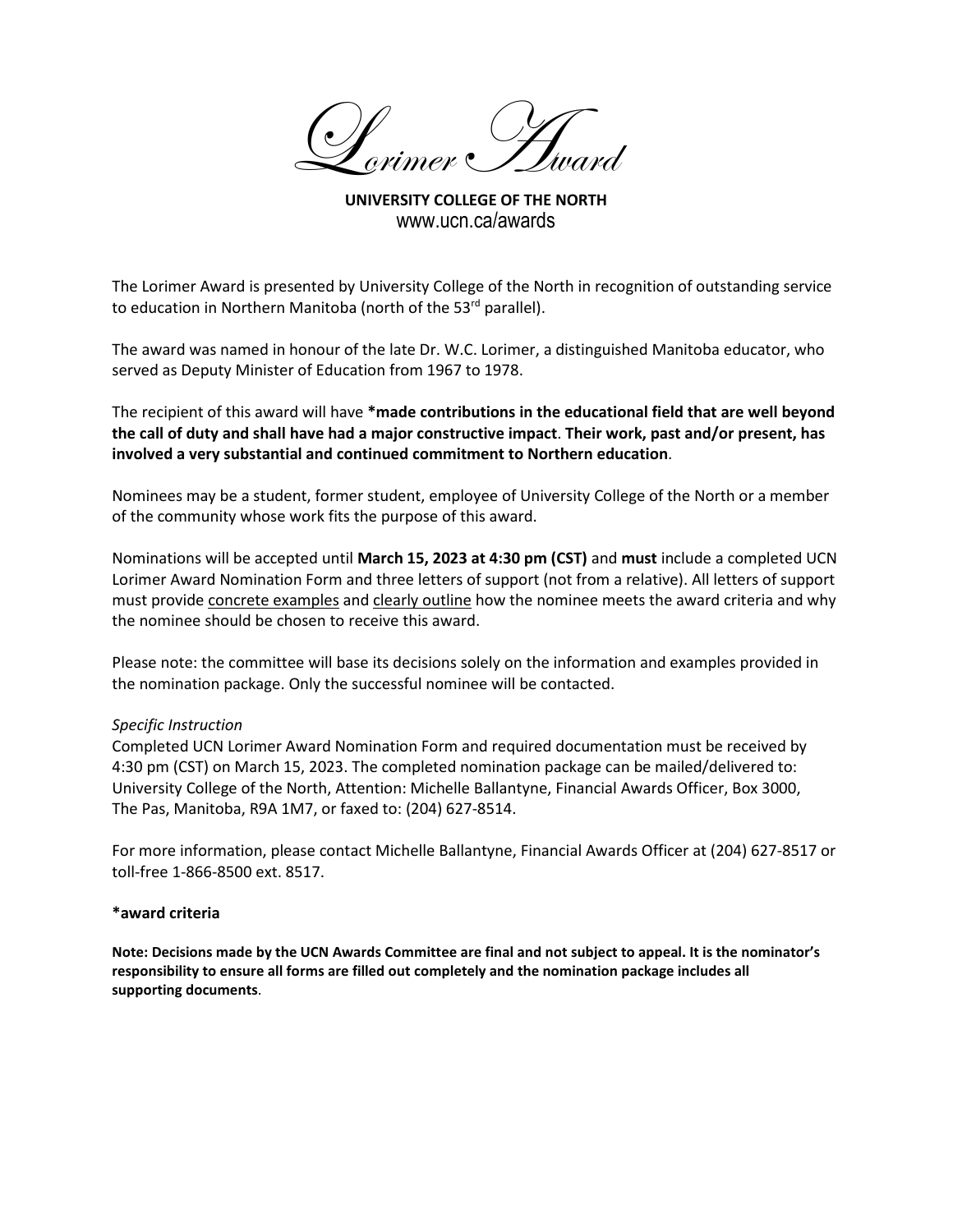# Lorimer Award

**UNIVERSITY COLLEGE OF THE NORTH**
www.ucn.ca/awards

The Lorimer Award is presented by University College of the North in recognition of outstanding service to education in Northern Manitoba (north of the 53rd parallel).

The award was named in honour of the late Dr. W.C. Lorimer, a distinguished Manitoba educator, who served as Deputy Minister of Education from 1967 to 1978.

The recipient of this award will have **\*made contributions in the educational field that are well beyond the call of duty and shall have had a major constructive impact**. **Their work, past and/or present, has involved a very substantial and continued commitment to Northern education**.

Nominees may be a student, former student, employee of University College of the North or a member of the community whose work fits the purpose of this award.

Nominations will be accepted until **March 15, 2023 at 4:30 pm (CST)** and **must** include a completed UCN Lorimer Award Nomination Form and three letters of support (not from a relative). All letters of support must provide concrete examples and clearly outline how the nominee meets the award criteria and why the nominee should be chosen to receive this award.

Please note: the committee will base its decisions solely on the information and examples provided in the nomination package. Only the successful nominee will be contacted.

*Specific Instruction*

Completed UCN Lorimer Award Nomination Form and required documentation must be received by 4:30 pm (CST) on March 15, 2023. The completed nomination package can be mailed/delivered to: University College of the North, Attention: Michelle Ballantyne, Financial Awards Officer, Box 3000, The Pas, Manitoba, R9A 1M7, or faxed to: (204) 627-8514.

For more information, please contact Michelle Ballantyne, Financial Awards Officer at (204) 627-8517 or toll-free 1-866-8500 ext. 8517.

**\*award criteria**

**Note: Decisions made by the UCN Awards Committee are final and not subject to appeal. It is the nominator's responsibility to ensure all forms are filled out completely and the nomination package includes all supporting documents**.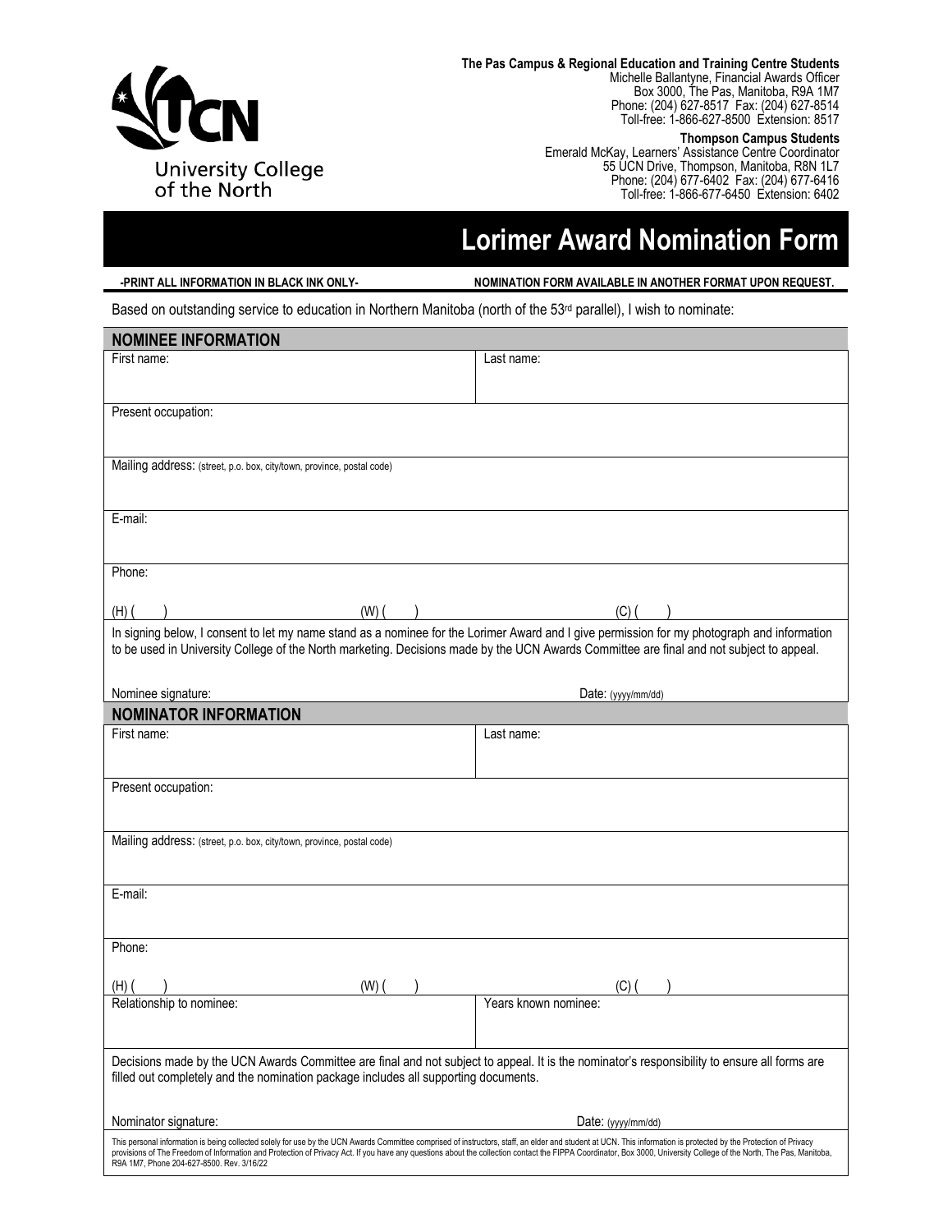University College of the North

**The Pas Campus & Regional Education and Training Centre Students**
Michelle Ballantyne, Financial Awards Officer
Box 3000, The Pas, Manitoba, R9A 1M7
Phone: (204) 627-8517 Fax: (204) 627-8514
Toll-free: 1-866-627-8500 Extension: 8517

**Thompson Campus Students**
Emerald McKay, Learners' Assistance Centre Coordinator
55 UCN Drive, Thompson, Manitoba, R8N 1L7
Phone: (204) 677-6402 Fax: (204) 677-6416
Toll-free: 1-866-677-6450 Extension: 6402

# Lorimer Award Nomination Form

**-PRINT ALL INFORMATION IN BLACK INK ONLY-** **NOMINATION FORM AVAILABLE IN ANOTHER FORMAT UPON REQUEST.**

Based on outstanding service to education in Northern Manitoba (north of the 53rd parallel), I wish to nominate:

## NOMINEE INFORMATION

| First name: | Last name: |
|---|---|
| Present occupation: | |
| Mailing address: (street, p.o. box, city/town, province, postal code) | |
| E-mail: | |
| Phone: (H) ( ) (W) ( ) | (C) ( ) |

In signing below, I consent to let my name stand as a nominee for the Lorimer Award and I give permission for my photograph and information to be used in University College of the North marketing. Decisions made by the UCN Awards Committee are final and not subject to appeal.

Nominee signature: Date: (yyyy/mm/dd)

## NOMINATOR INFORMATION

| First name: | Last name: |
|---|---|
| Present occupation: | |
| Mailing address: (street, p.o. box, city/town, province, postal code) | |
| E-mail: | |
| Phone: (H) ( ) (W) ( ) | (C) ( ) |
| Relationship to nominee: | Years known nominee: |

Decisions made by the UCN Awards Committee are final and not subject to appeal. It is the nominator's responsibility to ensure all forms are filled out completely and the nomination package includes all supporting documents.

Nominator signature: Date: (yyyy/mm/dd)

This personal information is being collected solely for use by the UCN Awards Committee comprised of instructors, staff, an elder and student at UCN. This information is protected by the Protection of Privacy provisions of The Freedom of Information and Protection of Privacy Act. If you have any questions about the collection contact the FIPPA Coordinator, Box 3000, University College of the North, The Pas, Manitoba, R9A 1M7, Phone 204-627-8500. Rev. 3/16/22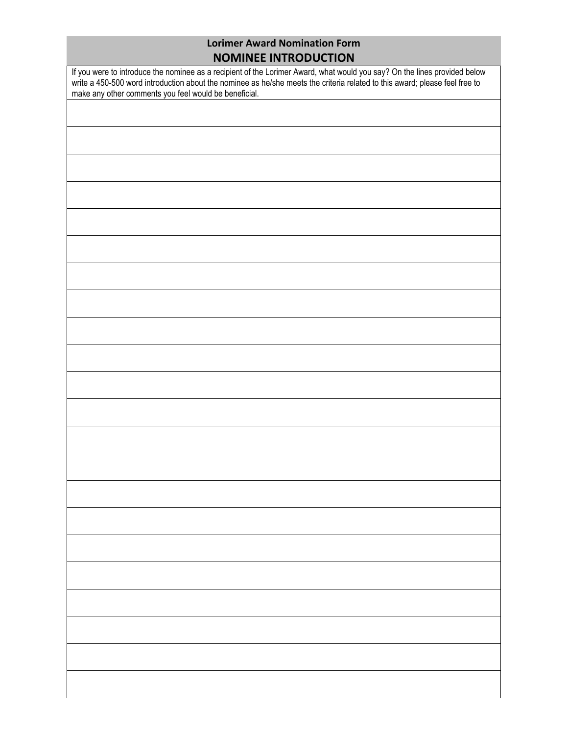## Lorimer Award Nomination Form

# NOMINEE INTRODUCTION

If you were to introduce the nominee as a recipient of the Lorimer Award, what would you say? On the lines provided below write a 450-500 word introduction about the nominee as he/she meets the criteria related to this award; please feel free to make any other comments you feel would be beneficial.